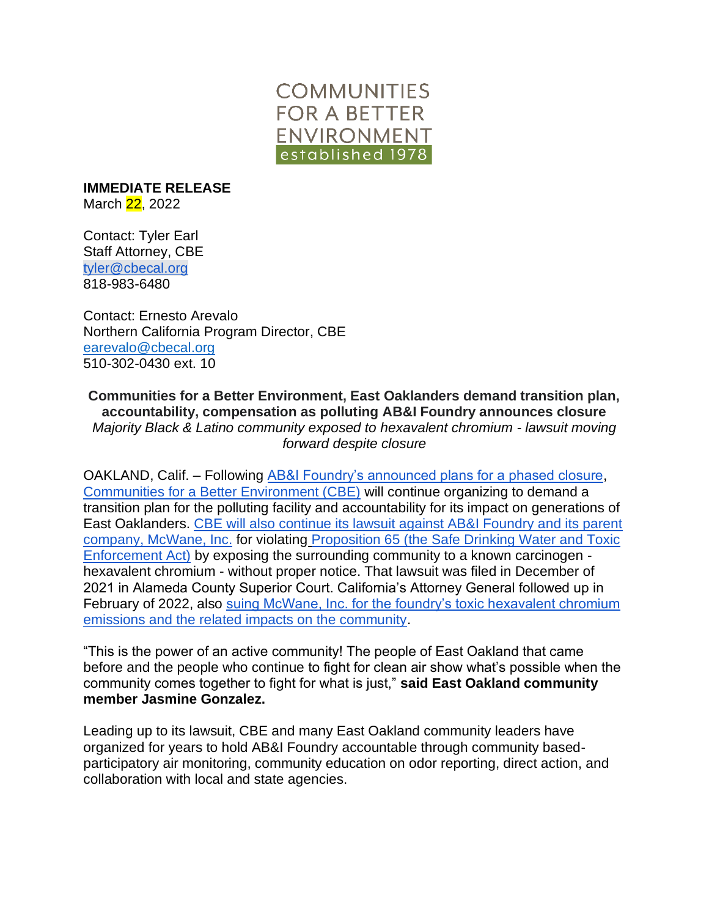COMMUNITIES FOR A BETTER ENVIRONMENT
established 1978

**IMMEDIATE RELEASE**
March 22, 2022

Contact: Tyler Earl
Staff Attorney, CBE
tyler@cbecal.org
818-983-6480

Contact: Ernesto Arevalo
Northern California Program Director, CBE
earevalo@cbecal.org
510-302-0430 ext. 10

**Communities for a Better Environment, East Oaklanders demand transition plan, accountability, compensation as polluting AB&I Foundry announces closure**
*Majority Black & Latino community exposed to hexavalent chromium - lawsuit moving forward despite closure*

OAKLAND, Calif. – Following AB&I Foundry's announced plans for a phased closure, Communities for a Better Environment (CBE) will continue organizing to demand a transition plan for the polluting facility and accountability for its impact on generations of East Oaklanders. CBE will also continue its lawsuit against AB&I Foundry and its parent company, McWane, Inc. for violating Proposition 65 (the Safe Drinking Water and Toxic Enforcement Act) by exposing the surrounding community to a known carcinogen - hexavalent chromium - without proper notice. That lawsuit was filed in December of 2021 in Alameda County Superior Court. California's Attorney General followed up in February of 2022, also suing McWane, Inc. for the foundry's toxic hexavalent chromium emissions and the related impacts on the community.

"This is the power of an active community! The people of East Oakland that came before and the people who continue to fight for clean air show what's possible when the community comes together to fight for what is just," **said East Oakland community member Jasmine Gonzalez.**

Leading up to its lawsuit, CBE and many East Oakland community leaders have organized for years to hold AB&I Foundry accountable through community based-participatory air monitoring, community education on odor reporting, direct action, and collaboration with local and state agencies.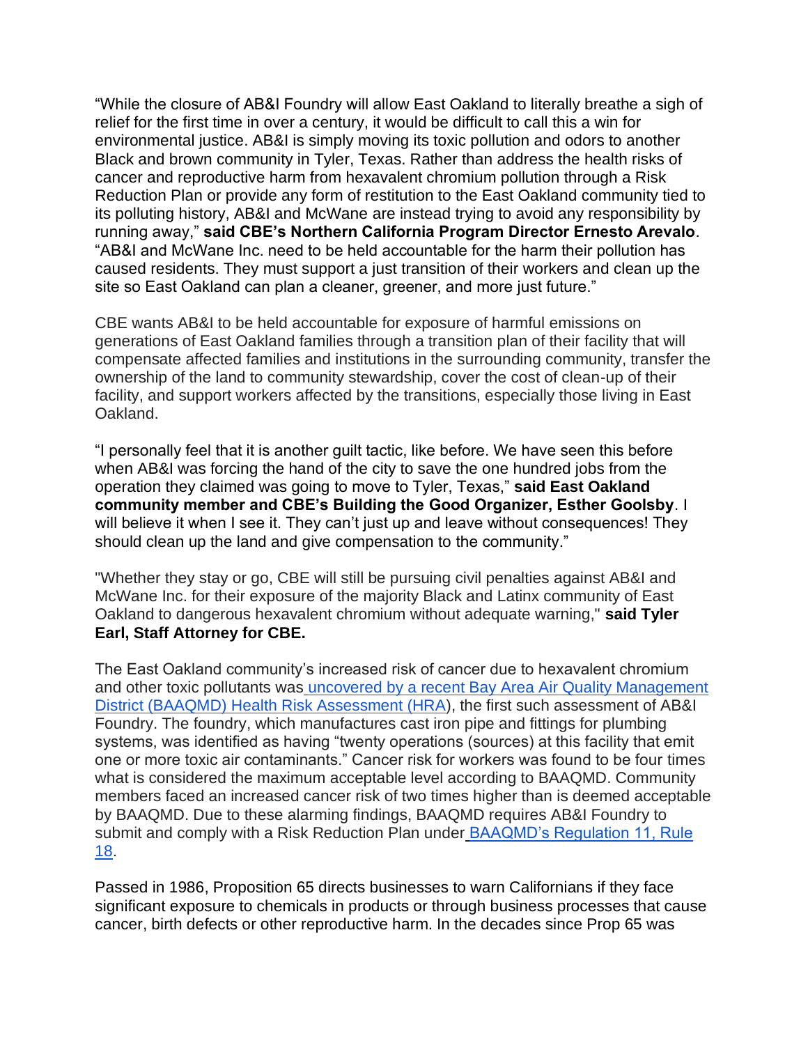"While the closure of AB&I Foundry will allow East Oakland to literally breathe a sigh of relief for the first time in over a century, it would be difficult to call this a win for environmental justice. AB&I is simply moving its toxic pollution and odors to another Black and brown community in Tyler, Texas. Rather than address the health risks of cancer and reproductive harm from hexavalent chromium pollution through a Risk Reduction Plan or provide any form of restitution to the East Oakland community tied to its polluting history, AB&I and McWane are instead trying to avoid any responsibility by running away," **said CBE's Northern California Program Director Ernesto Arevalo**. "AB&I and McWane Inc. need to be held accountable for the harm their pollution has caused residents. They must support a just transition of their workers and clean up the site so East Oakland can plan a cleaner, greener, and more just future."

CBE wants AB&I to be held accountable for exposure of harmful emissions on generations of East Oakland families through a transition plan of their facility that will compensate affected families and institutions in the surrounding community, transfer the ownership of the land to community stewardship, cover the cost of clean-up of their facility, and support workers affected by the transitions, especially those living in East Oakland.

"I personally feel that it is another guilt tactic, like before. We have seen this before when AB&I was forcing the hand of the city to save the one hundred jobs from the operation they claimed was going to move to Tyler, Texas," **said East Oakland community member and CBE's Building the Good Organizer, Esther Goolsby**. I will believe it when I see it. They can't just up and leave without consequences! They should clean up the land and give compensation to the community."

"Whether they stay or go, CBE will still be pursuing civil penalties against AB&I and McWane Inc. for their exposure of the majority Black and Latinx community of East Oakland to dangerous hexavalent chromium without adequate warning," **said Tyler Earl, Staff Attorney for CBE.**

The East Oakland community's increased risk of cancer due to hexavalent chromium and other toxic pollutants was [uncovered by a recent Bay Area Air Quality Management District (BAAQMD) Health Risk Assessment (HRA)](), the first such assessment of AB&I Foundry. The foundry, which manufactures cast iron pipe and fittings for plumbing systems, was identified as having "twenty operations (sources) at this facility that emit one or more toxic air contaminants." Cancer risk for workers was found to be four times what is considered the maximum acceptable level according to BAAQMD. Community members faced an increased cancer risk of two times higher than is deemed acceptable by BAAQMD. Due to these alarming findings, BAAQMD requires AB&I Foundry to submit and comply with a Risk Reduction Plan under [BAAQMD's Regulation 11, Rule 18]().

Passed in 1986, Proposition 65 directs businesses to warn Californians if they face significant exposure to chemicals in products or through business processes that cause cancer, birth defects or other reproductive harm. In the decades since Prop 65 was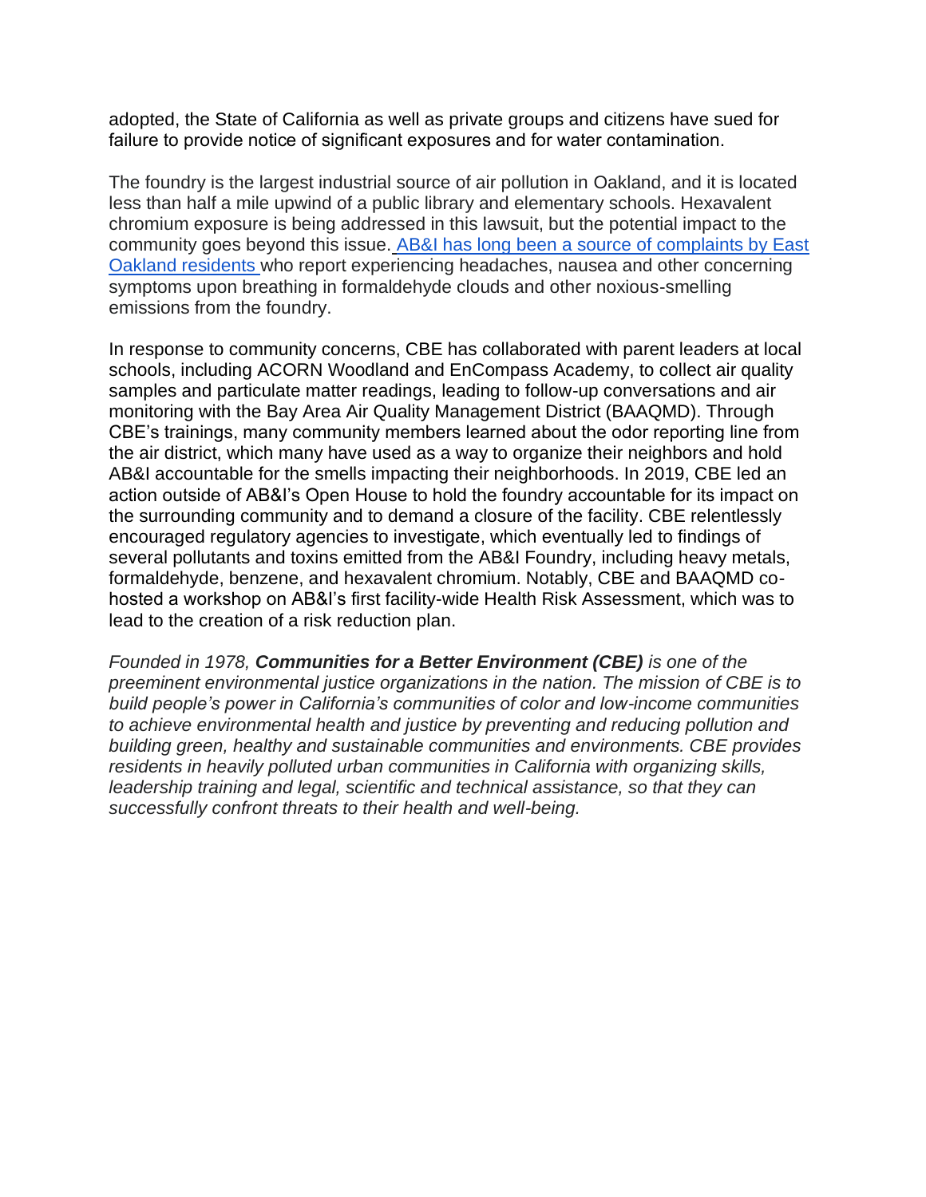adopted, the State of California as well as private groups and citizens have sued for failure to provide notice of significant exposures and for water contamination.

The foundry is the largest industrial source of air pollution in Oakland, and it is located less than half a mile upwind of a public library and elementary schools. Hexavalent chromium exposure is being addressed in this lawsuit, but the potential impact to the community goes beyond this issue. AB&I has long been a source of complaints by East Oakland residents who report experiencing headaches, nausea and other concerning symptoms upon breathing in formaldehyde clouds and other noxious-smelling emissions from the foundry.

In response to community concerns, CBE has collaborated with parent leaders at local schools, including ACORN Woodland and EnCompass Academy, to collect air quality samples and particulate matter readings, leading to follow-up conversations and air monitoring with the Bay Area Air Quality Management District (BAAQMD). Through CBE's trainings, many community members learned about the odor reporting line from the air district, which many have used as a way to organize their neighbors and hold AB&I accountable for the smells impacting their neighborhoods. In 2019, CBE led an action outside of AB&I's Open House to hold the foundry accountable for its impact on the surrounding community and to demand a closure of the facility. CBE relentlessly encouraged regulatory agencies to investigate, which eventually led to findings of several pollutants and toxins emitted from the AB&I Foundry, including heavy metals, formaldehyde, benzene, and hexavalent chromium. Notably, CBE and BAAQMD co-hosted a workshop on AB&I's first facility-wide Health Risk Assessment, which was to lead to the creation of a risk reduction plan.

*Founded in 1978, **Communities for a Better Environment (CBE)** is one of the preeminent environmental justice organizations in the nation. The mission of CBE is to build people's power in California's communities of color and low-income communities to achieve environmental health and justice by preventing and reducing pollution and building green, healthy and sustainable communities and environments. CBE provides residents in heavily polluted urban communities in California with organizing skills, leadership training and legal, scientific and technical assistance, so that they can successfully confront threats to their health and well-being.*